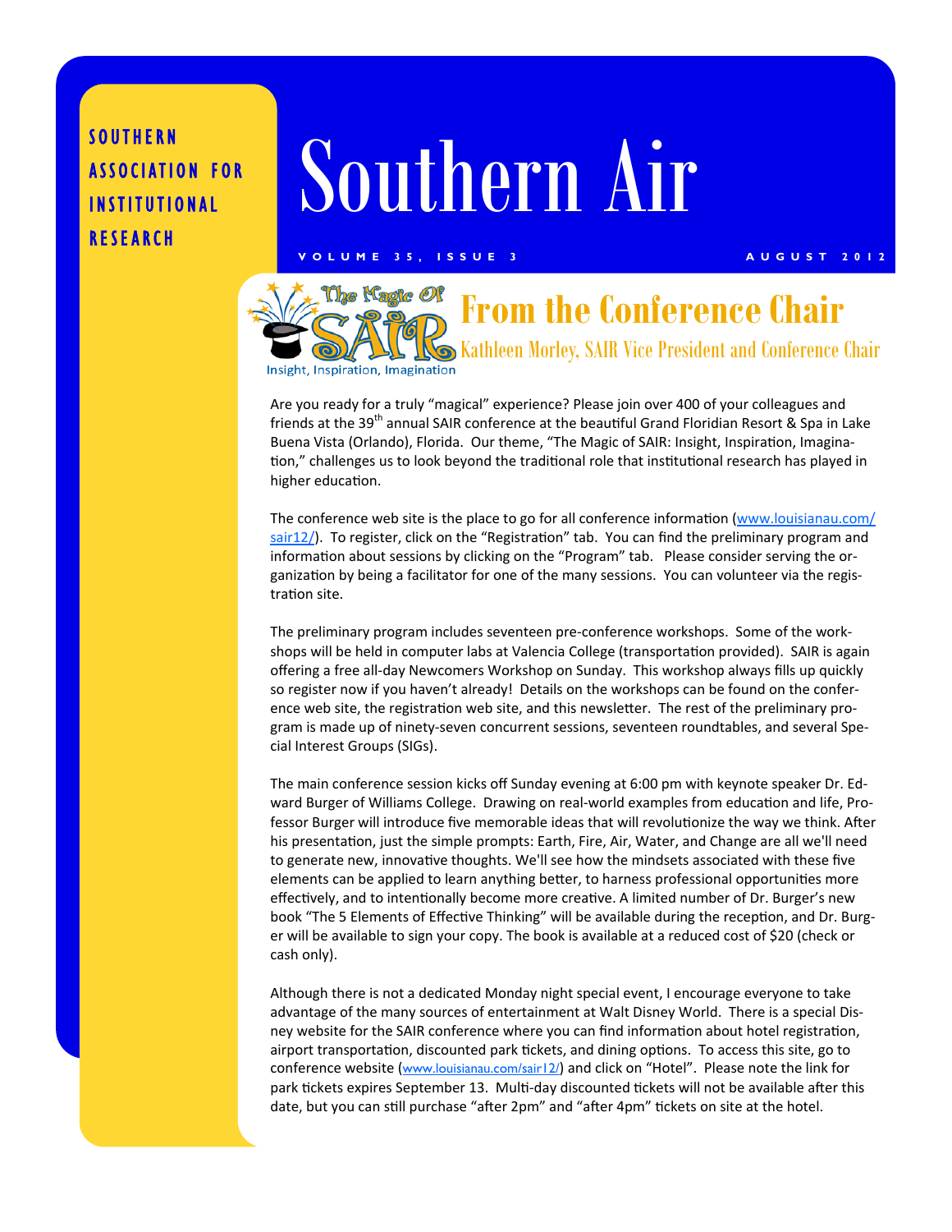SOUTHERN ASSOCIATION FOR INSTITUTIONAL RESEARCH

# Southern Air

VOLUME 35, ISSUE 3 AUGUST 2012

## From the Conference Chair

### Kathleen Morley, SAIR Vice President and Conference Chair

The Magic Of SAIR — Insight, Inspiration, Imagination

Are you ready for a truly "magical" experience? Please join over 400 of your colleagues and friends at the 39th annual SAIR conference at the beautiful Grand Floridian Resort & Spa in Lake Buena Vista (Orlando), Florida. Our theme, "The Magic of SAIR: Insight, Inspiration, Imagination," challenges us to look beyond the traditional role that institutional research has played in higher education.

The conference web site is the place to go for all conference information (www.louisianau.com/sair12/). To register, click on the "Registration" tab. You can find the preliminary program and information about sessions by clicking on the "Program" tab. Please consider serving the organization by being a facilitator for one of the many sessions. You can volunteer via the registration site.

The preliminary program includes seventeen pre-conference workshops. Some of the workshops will be held in computer labs at Valencia College (transportation provided). SAIR is again offering a free all-day Newcomers Workshop on Sunday. This workshop always fills up quickly so register now if you haven't already! Details on the workshops can be found on the conference web site, the registration web site, and this newsletter. The rest of the preliminary program is made up of ninety-seven concurrent sessions, seventeen roundtables, and several Special Interest Groups (SIGs).

The main conference session kicks off Sunday evening at 6:00 pm with keynote speaker Dr. Edward Burger of Williams College. Drawing on real-world examples from education and life, Professor Burger will introduce five memorable ideas that will revolutionize the way we think. After his presentation, just the simple prompts: Earth, Fire, Air, Water, and Change are all we'll need to generate new, innovative thoughts. We'll see how the mindsets associated with these five elements can be applied to learn anything better, to harness professional opportunities more effectively, and to intentionally become more creative. A limited number of Dr. Burger's new book "The 5 Elements of Effective Thinking" will be available during the reception, and Dr. Burger will be available to sign your copy. The book is available at a reduced cost of $20 (check or cash only).

Although there is not a dedicated Monday night special event, I encourage everyone to take advantage of the many sources of entertainment at Walt Disney World. There is a special Disney website for the SAIR conference where you can find information about hotel registration, airport transportation, discounted park tickets, and dining options. To access this site, go to conference website (www.louisianau.com/sair12/) and click on "Hotel". Please note the link for park tickets expires September 13. Multi-day discounted tickets will not be available after this date, but you can still purchase "after 2pm" and "after 4pm" tickets on site at the hotel.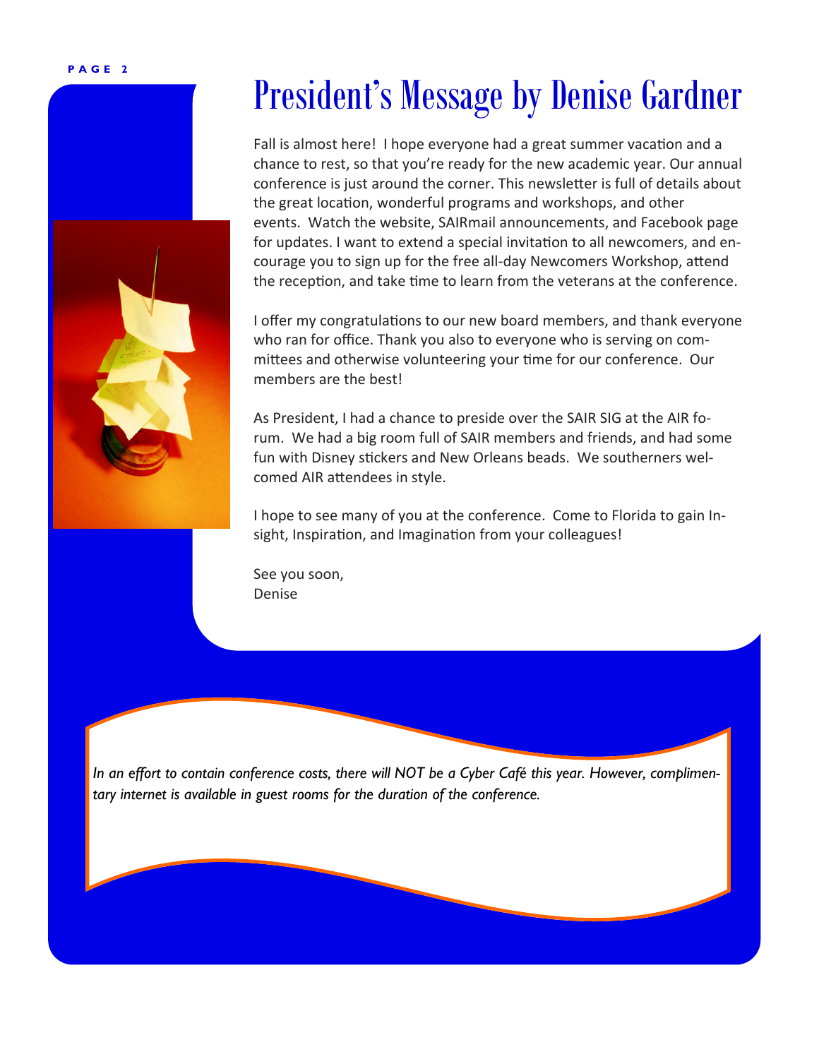# President's Message by Denise Gardner

Fall is almost here! I hope everyone had a great summer vacation and a chance to rest, so that you're ready for the new academic year. Our annual conference is just around the corner. This newsletter is full of details about the great location, wonderful programs and workshops, and other events. Watch the website, SAIRmail announcements, and Facebook page for updates. I want to extend a special invitation to all newcomers, and encourage you to sign up for the free all-day Newcomers Workshop, attend the reception, and take time to learn from the veterans at the conference.

I offer my congratulations to our new board members, and thank everyone who ran for office. Thank you also to everyone who is serving on committees and otherwise volunteering your time for our conference. Our members are the best!

As President, I had a chance to preside over the SAIR SIG at the AIR forum. We had a big room full of SAIR members and friends, and had some fun with Disney stickers and New Orleans beads. We southerners welcomed AIR attendees in style.

I hope to see many of you at the conference. Come to Florida to gain Insight, Inspiration, and Imagination from your colleagues!

See you soon,
Denise

*In an effort to contain conference costs, there will NOT be a Cyber Café this year. However, complimentary internet is available in guest rooms for the duration of the conference.*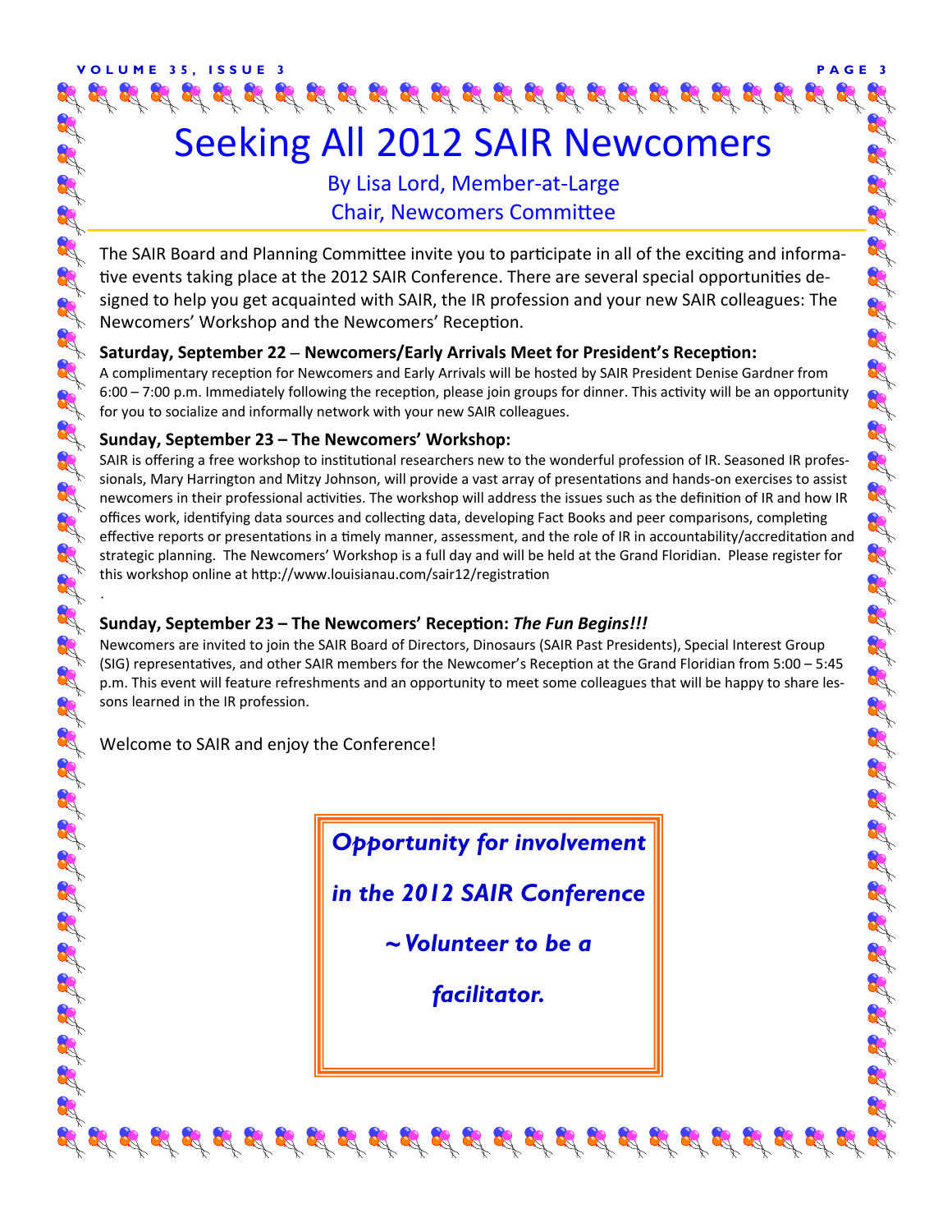# Seeking All 2012 SAIR Newcomers

By Lisa Lord, Member-at-Large
Chair, Newcomers Committee

The SAIR Board and Planning Committee invite you to participate in all of the exciting and informative events taking place at the 2012 SAIR Conference. There are several special opportunities designed to help you get acquainted with SAIR, the IR profession and your new SAIR colleagues: The Newcomers' Workshop and the Newcomers' Reception.

**Saturday, September 22 – Newcomers/Early Arrivals Meet for President's Reception:**
A complimentary reception for Newcomers and Early Arrivals will be hosted by SAIR President Denise Gardner from 6:00 – 7:00 p.m. Immediately following the reception, please join groups for dinner. This activity will be an opportunity for you to socialize and informally network with your new SAIR colleagues.

**Sunday, September 23 – The Newcomers' Workshop:**
SAIR is offering a free workshop to institutional researchers new to the wonderful profession of IR. Seasoned IR professionals, Mary Harrington and Mitzy Johnson, will provide a vast array of presentations and hands-on exercises to assist newcomers in their professional activities. The workshop will address the issues such as the definition of IR and how IR offices work, identifying data sources and collecting data, developing Fact Books and peer comparisons, completing effective reports or presentations in a timely manner, assessment, and the role of IR in accountability/accreditation and strategic planning. The Newcomers' Workshop is a full day and will be held at the Grand Floridian. Please register for this workshop online at http://www.louisianau.com/sair12/registration

**Sunday, September 23 – The Newcomers' Reception: *The Fun Begins!!!***
Newcomers are invited to join the SAIR Board of Directors, Dinosaurs (SAIR Past Presidents), Special Interest Group (SIG) representatives, and other SAIR members for the Newcomer's Reception at the Grand Floridian from 5:00 – 5:45 p.m. This event will feature refreshments and an opportunity to meet some colleagues that will be happy to share lessons learned in the IR profession.

Welcome to SAIR and enjoy the Conference!

***Opportunity for involvement in the 2012 SAIR Conference ~Volunteer to be a facilitator.***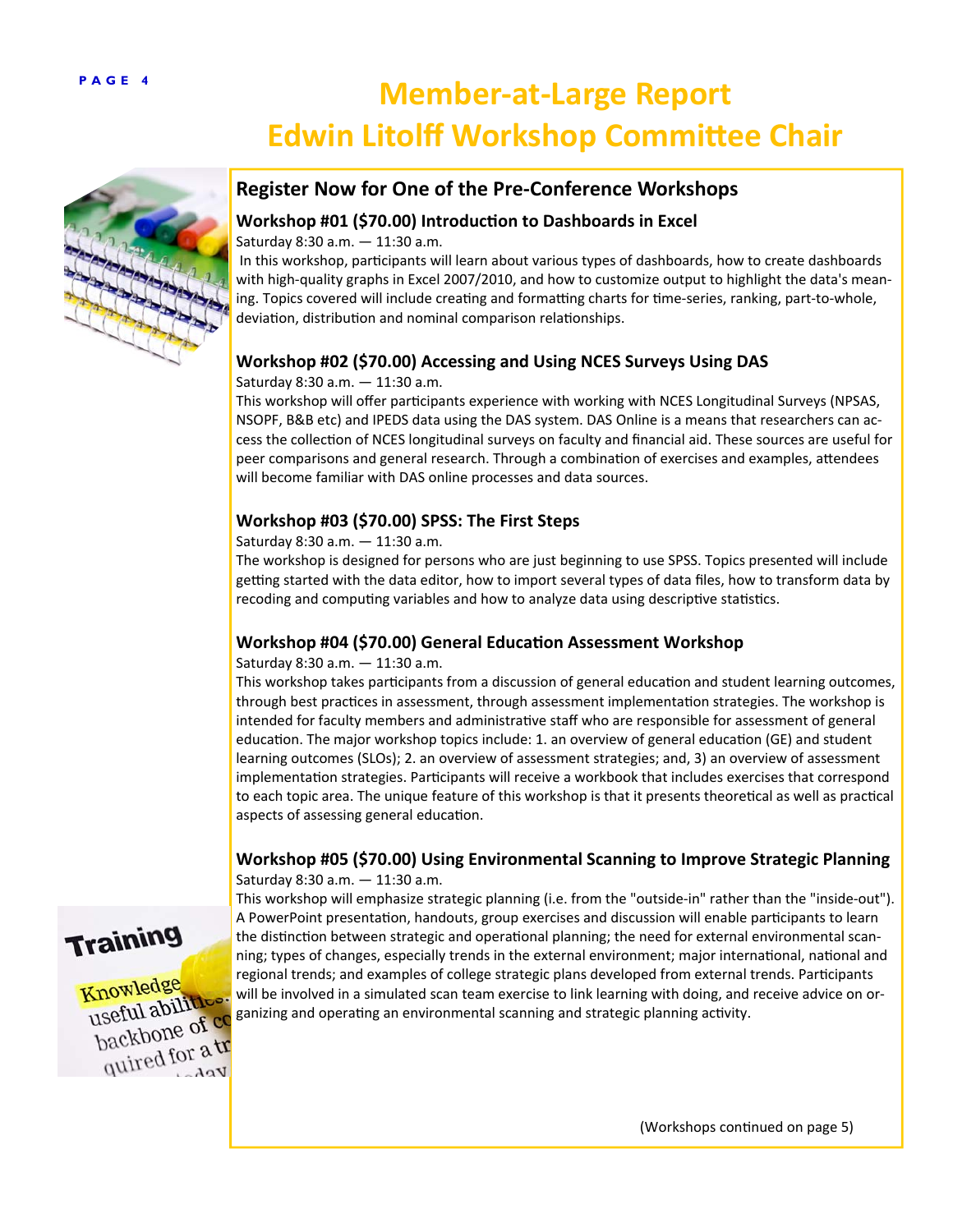# Member-at-Large Report
# Edwin Litolff Workshop Committee Chair

## Register Now for One of the Pre-Conference Workshops

### Workshop #01 ($70.00) Introduction to Dashboards in Excel

Saturday 8:30 a.m. — 11:30 a.m.

In this workshop, participants will learn about various types of dashboards, how to create dashboards with high-quality graphs in Excel 2007/2010, and how to customize output to highlight the data's meaning. Topics covered will include creating and formatting charts for time-series, ranking, part-to-whole, deviation, distribution and nominal comparison relationships.

### Workshop #02 ($70.00) Accessing and Using NCES Surveys Using DAS

Saturday 8:30 a.m. — 11:30 a.m.

This workshop will offer participants experience with working with NCES Longitudinal Surveys (NPSAS, NSOPF, B&B etc) and IPEDS data using the DAS system. DAS Online is a means that researchers can access the collection of NCES longitudinal surveys on faculty and financial aid. These sources are useful for peer comparisons and general research. Through a combination of exercises and examples, attendees will become familiar with DAS online processes and data sources.

### Workshop #03 ($70.00) SPSS: The First Steps

Saturday 8:30 a.m. — 11:30 a.m.

The workshop is designed for persons who are just beginning to use SPSS. Topics presented will include getting started with the data editor, how to import several types of data files, how to transform data by recoding and computing variables and how to analyze data using descriptive statistics.

### Workshop #04 ($70.00) General Education Assessment Workshop

Saturday 8:30 a.m. — 11:30 a.m.

This workshop takes participants from a discussion of general education and student learning outcomes, through best practices in assessment, through assessment implementation strategies. The workshop is intended for faculty members and administrative staff who are responsible for assessment of general education. The major workshop topics include: 1. an overview of general education (GE) and student learning outcomes (SLOs); 2. an overview of assessment strategies; and, 3) an overview of assessment implementation strategies. Participants will receive a workbook that includes exercises that correspond to each topic area. The unique feature of this workshop is that it presents theoretical as well as practical aspects of assessing general education.

### Workshop #05 ($70.00) Using Environmental Scanning to Improve Strategic Planning

Saturday 8:30 a.m. — 11:30 a.m.

This workshop will emphasize strategic planning (i.e. from the "outside-in" rather than the "inside-out"). A PowerPoint presentation, handouts, group exercises and discussion will enable participants to learn the distinction between strategic and operational planning; the need for external environmental scanning; types of changes, especially trends in the external environment; major international, national and regional trends; and examples of college strategic plans developed from external trends. Participants will be involved in a simulated scan team exercise to link learning with doing, and receive advice on organizing and operating an environmental scanning and strategic planning activity.

(Workshops continued on page 5)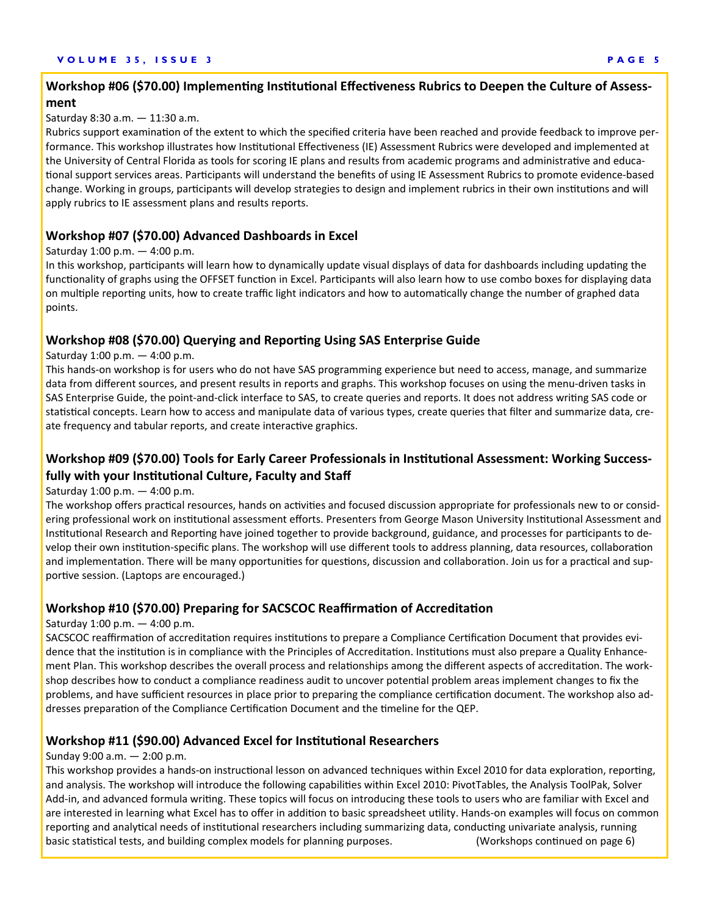### Workshop #06 ($70.00) Implementing Institutional Effectiveness Rubrics to Deepen the Culture of Assessment

Saturday 8:30 a.m. — 11:30 a.m.

Rubrics support examination of the extent to which the specified criteria have been reached and provide feedback to improve performance. This workshop illustrates how Institutional Effectiveness (IE) Assessment Rubrics were developed and implemented at the University of Central Florida as tools for scoring IE plans and results from academic programs and administrative and educational support services areas. Participants will understand the benefits of using IE Assessment Rubrics to promote evidence-based change. Working in groups, participants will develop strategies to design and implement rubrics in their own institutions and will apply rubrics to IE assessment plans and results reports.

### Workshop #07 ($70.00) Advanced Dashboards in Excel

Saturday 1:00 p.m. — 4:00 p.m.

In this workshop, participants will learn how to dynamically update visual displays of data for dashboards including updating the functionality of graphs using the OFFSET function in Excel. Participants will also learn how to use combo boxes for displaying data on multiple reporting units, how to create traffic light indicators and how to automatically change the number of graphed data points.

### Workshop #08 ($70.00) Querying and Reporting Using SAS Enterprise Guide

Saturday 1:00 p.m. — 4:00 p.m.

This hands-on workshop is for users who do not have SAS programming experience but need to access, manage, and summarize data from different sources, and present results in reports and graphs. This workshop focuses on using the menu-driven tasks in SAS Enterprise Guide, the point-and-click interface to SAS, to create queries and reports. It does not address writing SAS code or statistical concepts. Learn how to access and manipulate data of various types, create queries that filter and summarize data, create frequency and tabular reports, and create interactive graphics.

### Workshop #09 ($70.00) Tools for Early Career Professionals in Institutional Assessment: Working Successfully with your Institutional Culture, Faculty and Staff

Saturday 1:00 p.m. — 4:00 p.m.

The workshop offers practical resources, hands on activities and focused discussion appropriate for professionals new to or considering professional work on institutional assessment efforts. Presenters from George Mason University Institutional Assessment and Institutional Research and Reporting have joined together to provide background, guidance, and processes for participants to develop their own institution-specific plans. The workshop will use different tools to address planning, data resources, collaboration and implementation. There will be many opportunities for questions, discussion and collaboration. Join us for a practical and supportive session. (Laptops are encouraged.)

### Workshop #10 ($70.00) Preparing for SACSCOC Reaffirmation of Accreditation

Saturday 1:00 p.m. — 4:00 p.m.

SACSCOC reaffirmation of accreditation requires institutions to prepare a Compliance Certification Document that provides evidence that the institution is in compliance with the Principles of Accreditation. Institutions must also prepare a Quality Enhancement Plan. This workshop describes the overall process and relationships among the different aspects of accreditation. The workshop describes how to conduct a compliance readiness audit to uncover potential problem areas implement changes to fix the problems, and have sufficient resources in place prior to preparing the compliance certification document. The workshop also addresses preparation of the Compliance Certification Document and the timeline for the QEP.

### Workshop #11 ($90.00) Advanced Excel for Institutional Researchers

Sunday 9:00 a.m. — 2:00 p.m.

This workshop provides a hands-on instructional lesson on advanced techniques within Excel 2010 for data exploration, reporting, and analysis. The workshop will introduce the following capabilities within Excel 2010: PivotTables, the Analysis ToolPak, Solver Add-in, and advanced formula writing. These topics will focus on introducing these tools to users who are familiar with Excel and are interested in learning what Excel has to offer in addition to basic spreadsheet utility. Hands-on examples will focus on common reporting and analytical needs of institutional researchers including summarizing data, conducting univariate analysis, running basic statistical tests, and building complex models for planning purposes. (Workshops continued on page 6)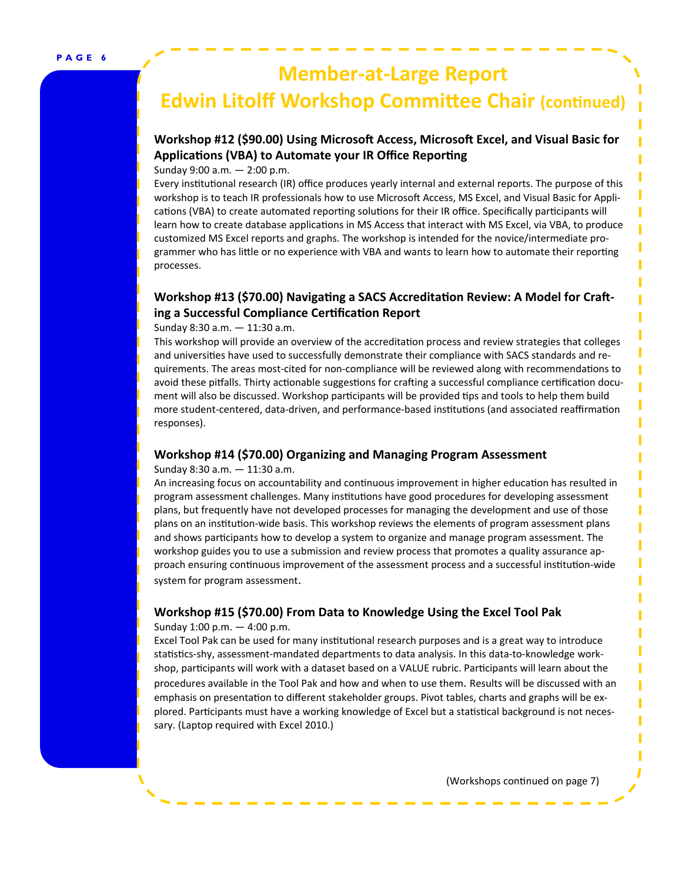# Member-at-Large Report
## Edwin Litolff Workshop Committee Chair (continued)

### Workshop #12 ($90.00) Using Microsoft Access, Microsoft Excel, and Visual Basic for Applications (VBA) to Automate your IR Office Reporting

Sunday 9:00 a.m. — 2:00 p.m.

Every institutional research (IR) office produces yearly internal and external reports. The purpose of this workshop is to teach IR professionals how to use Microsoft Access, MS Excel, and Visual Basic for Applications (VBA) to create automated reporting solutions for their IR office. Specifically participants will learn how to create database applications in MS Access that interact with MS Excel, via VBA, to produce customized MS Excel reports and graphs. The workshop is intended for the novice/intermediate programmer who has little or no experience with VBA and wants to learn how to automate their reporting processes.

### Workshop #13 ($70.00) Navigating a SACS Accreditation Review: A Model for Crafting a Successful Compliance Certification Report

Sunday 8:30 a.m. — 11:30 a.m.

This workshop will provide an overview of the accreditation process and review strategies that colleges and universities have used to successfully demonstrate their compliance with SACS standards and requirements. The areas most-cited for non-compliance will be reviewed along with recommendations to avoid these pitfalls. Thirty actionable suggestions for crafting a successful compliance certification document will also be discussed. Workshop participants will be provided tips and tools to help them build more student-centered, data-driven, and performance-based institutions (and associated reaffirmation responses).

### Workshop #14 ($70.00) Organizing and Managing Program Assessment

Sunday 8:30 a.m. — 11:30 a.m.

An increasing focus on accountability and continuous improvement in higher education has resulted in program assessment challenges. Many institutions have good procedures for developing assessment plans, but frequently have not developed processes for managing the development and use of those plans on an institution-wide basis. This workshop reviews the elements of program assessment plans and shows participants how to develop a system to organize and manage program assessment. The workshop guides you to use a submission and review process that promotes a quality assurance approach ensuring continuous improvement of the assessment process and a successful institution-wide system for program assessment.

### Workshop #15 ($70.00) From Data to Knowledge Using the Excel Tool Pak

Sunday 1:00 p.m. — 4:00 p.m.

Excel Tool Pak can be used for many institutional research purposes and is a great way to introduce statistics-shy, assessment-mandated departments to data analysis. In this data-to-knowledge workshop, participants will work with a dataset based on a VALUE rubric. Participants will learn about the procedures available in the Tool Pak and how and when to use them. Results will be discussed with an emphasis on presentation to different stakeholder groups. Pivot tables, charts and graphs will be explored. Participants must have a working knowledge of Excel but a statistical background is not necessary. (Laptop required with Excel 2010.)

(Workshops continued on page 7)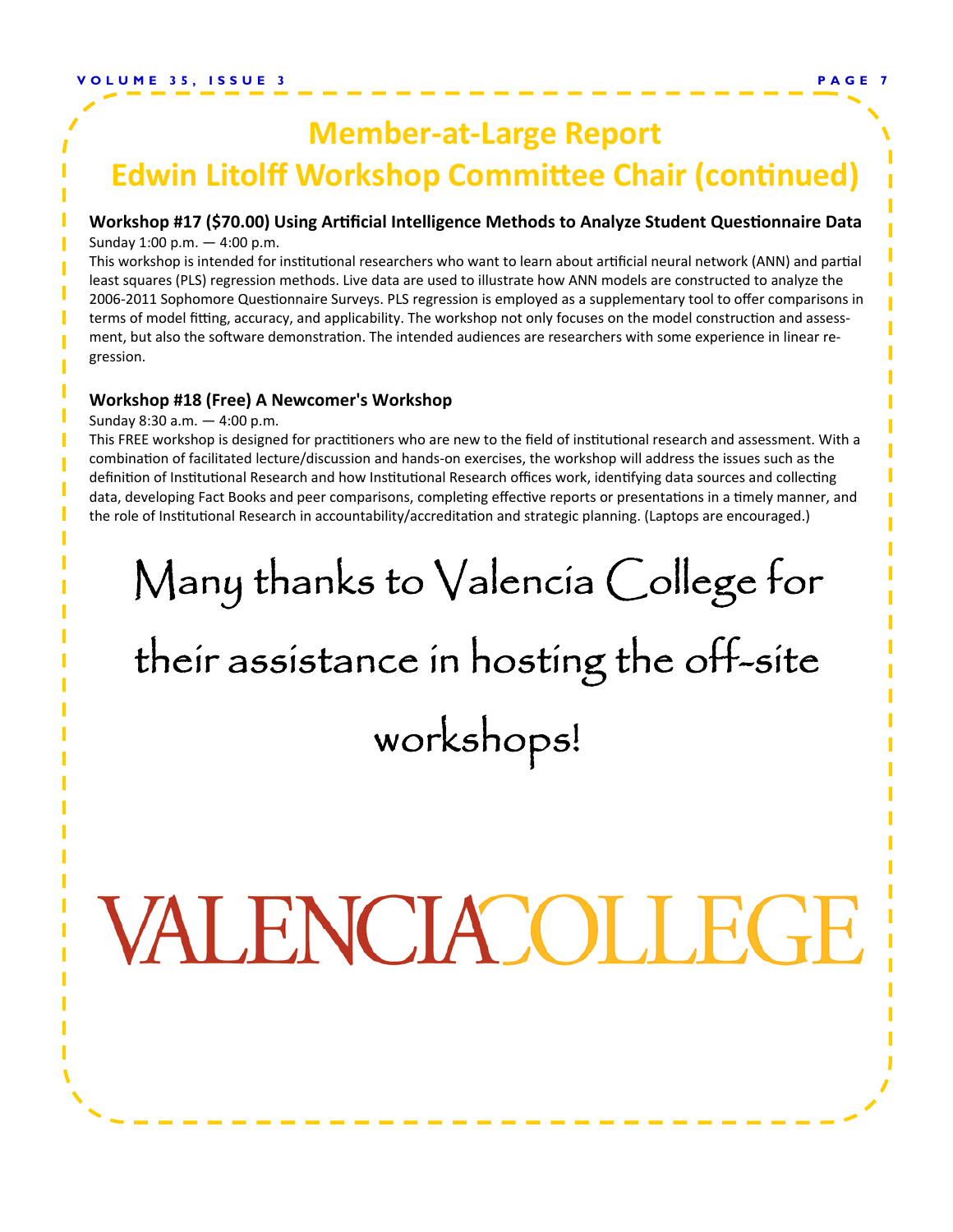# Member-at-Large Report
# Edwin Litolff Workshop Committee Chair (continued)

**Workshop #17 ($70.00) Using Artificial Intelligence Methods to Analyze Student Questionnaire Data**

Sunday 1:00 p.m. — 4:00 p.m.

This workshop is intended for institutional researchers who want to learn about artificial neural network (ANN) and partial least squares (PLS) regression methods. Live data are used to illustrate how ANN models are constructed to analyze the 2006-2011 Sophomore Questionnaire Surveys. PLS regression is employed as a supplementary tool to offer comparisons in terms of model fitting, accuracy, and applicability. The workshop not only focuses on the model construction and assessment, but also the software demonstration. The intended audiences are researchers with some experience in linear regression.

**Workshop #18 (Free) A Newcomer's Workshop**

Sunday 8:30 a.m. — 4:00 p.m.

This FREE workshop is designed for practitioners who are new to the field of institutional research and assessment. With a combination of facilitated lecture/discussion and hands-on exercises, the workshop will address the issues such as the definition of Institutional Research and how Institutional Research offices work, identifying data sources and collecting data, developing Fact Books and peer comparisons, completing effective reports or presentations in a timely manner, and the role of Institutional Research in accountability/accreditation and strategic planning. (Laptops are encouraged.)

Many thanks to Valencia College for their assistance in hosting the off-site workshops!

VALENCIA COLLEGE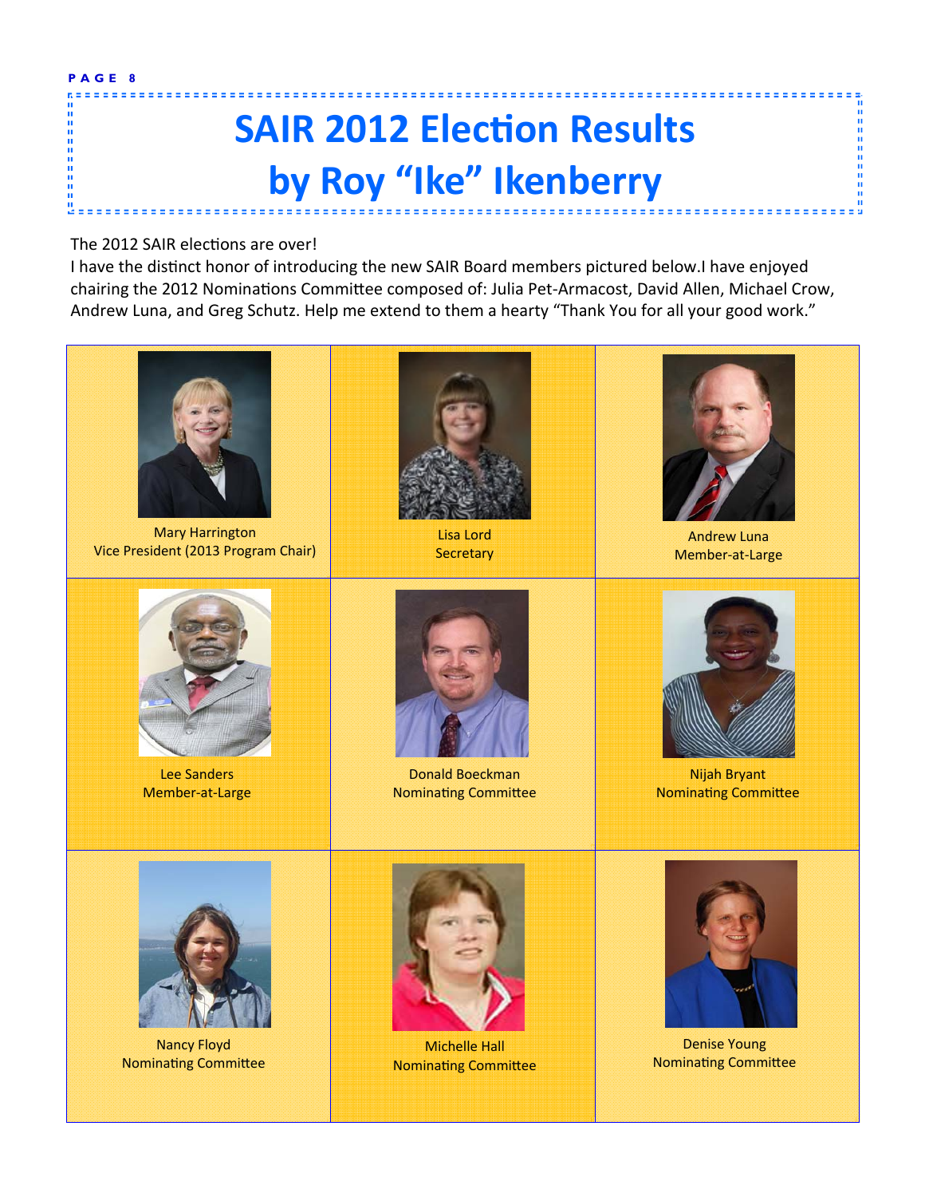# SAIR 2012 Election Results
# by Roy "Ike" Ikenberry

The 2012 SAIR elections are over!

I have the distinct honor of introducing the new SAIR Board members pictured below.I have enjoyed chairing the 2012 Nominations Committee composed of: Julia Pet-Armacost, David Allen, Michael Crow, Andrew Luna, and Greg Schutz. Help me extend to them a hearty "Thank You for all your good work."

| | | |
|---|---|---|
| Mary Harrington<br>Vice President (2013 Program Chair) | Lisa Lord<br>Secretary | Andrew Luna<br>Member-at-Large |
| Lee Sanders<br>Member-at-Large | Donald Boeckman<br>Nominating Committee | Nijah Bryant<br>Nominating Committee |
| Nancy Floyd<br>Nominating Committee | Michelle Hall<br>Nominating Committee | Denise Young<br>Nominating Committee |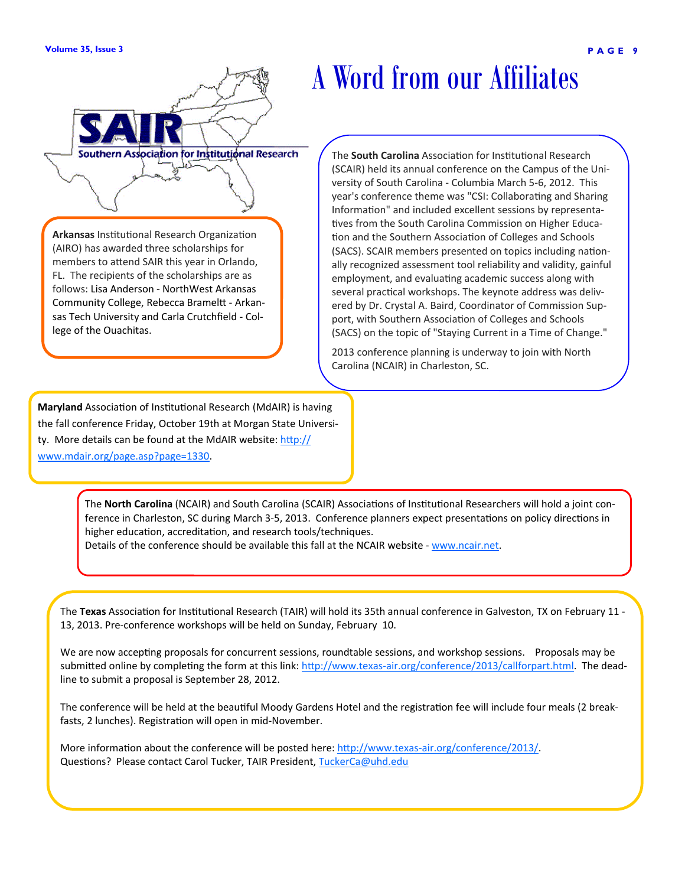# A Word from our Affiliates

**Arkansas** Institutional Research Organization (AIRO) has awarded three scholarships for members to attend SAIR this year in Orlando, FL. The recipients of the scholarships are as follows: Lisa Anderson - NorthWest Arkansas Community College, Rebecca Brameltt - Arkansas Tech University and Carla Crutchfield - College of the Ouachitas.

The **South Carolina** Association for Institutional Research (SCAIR) held its annual conference on the Campus of the University of South Carolina - Columbia March 5-6, 2012. This year's conference theme was "CSI: Collaborating and Sharing Information" and included excellent sessions by representatives from the South Carolina Commission on Higher Education and the Southern Association of Colleges and Schools (SACS). SCAIR members presented on topics including nationally recognized assessment tool reliability and validity, gainful employment, and evaluating academic success along with several practical workshops. The keynote address was delivered by Dr. Crystal A. Baird, Coordinator of Commission Support, with Southern Association of Colleges and Schools (SACS) on the topic of "Staying Current in a Time of Change."

2013 conference planning is underway to join with North Carolina (NCAIR) in Charleston, SC.

**Maryland** Association of Institutional Research (MdAIR) is having the fall conference Friday, October 19th at Morgan State University. More details can be found at the MdAIR website: http://www.mdair.org/page.asp?page=1330.

The **North Carolina** (NCAIR) and South Carolina (SCAIR) Associations of Institutional Researchers will hold a joint conference in Charleston, SC during March 3-5, 2013. Conference planners expect presentations on policy directions in higher education, accreditation, and research tools/techniques.
Details of the conference should be available this fall at the NCAIR website - www.ncair.net.

The **Texas** Association for Institutional Research (TAIR) will hold its 35th annual conference in Galveston, TX on February 11 - 13, 2013. Pre-conference workshops will be held on Sunday, February 10.

We are now accepting proposals for concurrent sessions, roundtable sessions, and workshop sessions. Proposals may be submitted online by completing the form at this link: http://www.texas-air.org/conference/2013/callforpart.html. The deadline to submit a proposal is September 28, 2012.

The conference will be held at the beautiful Moody Gardens Hotel and the registration fee will include four meals (2 breakfasts, 2 lunches). Registration will open in mid-November.

More information about the conference will be posted here: http://www.texas-air.org/conference/2013/.
Questions? Please contact Carol Tucker, TAIR President, TuckerCa@uhd.edu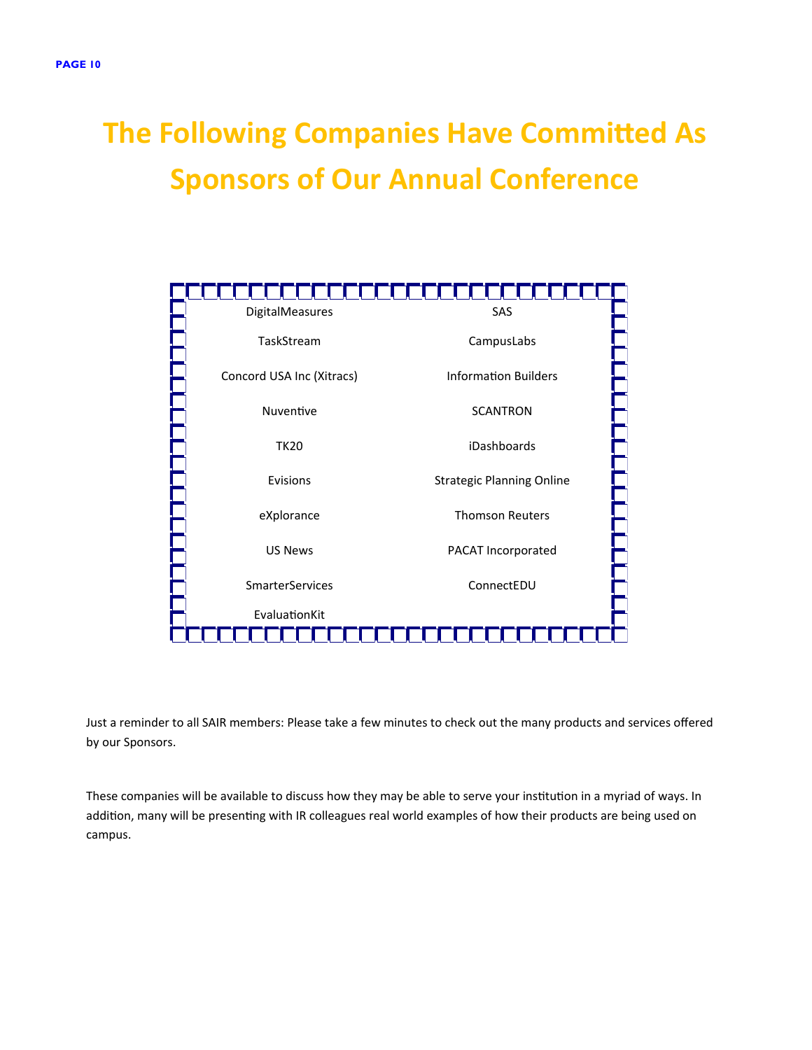# The Following Companies Have Committed As Sponsors of Our Annual Conference

| | |
|---|---|
| DigitalMeasures | SAS |
| TaskStream | CampusLabs |
| Concord USA Inc (Xitracs) | Information Builders |
| Nuventive | SCANTRON |
| TK20 | iDashboards |
| Evisions | Strategic Planning Online |
| eXplorance | Thomson Reuters |
| US News | PACAT Incorporated |
| SmarterServices | ConnectEDU |
| EvaluationKit | |

Just a reminder to all SAIR members: Please take a few minutes to check out the many products and services offered by our Sponsors.

These companies will be available to discuss how they may be able to serve your institution in a myriad of ways. In addition, many will be presenting with IR colleagues real world examples of how their products are being used on campus.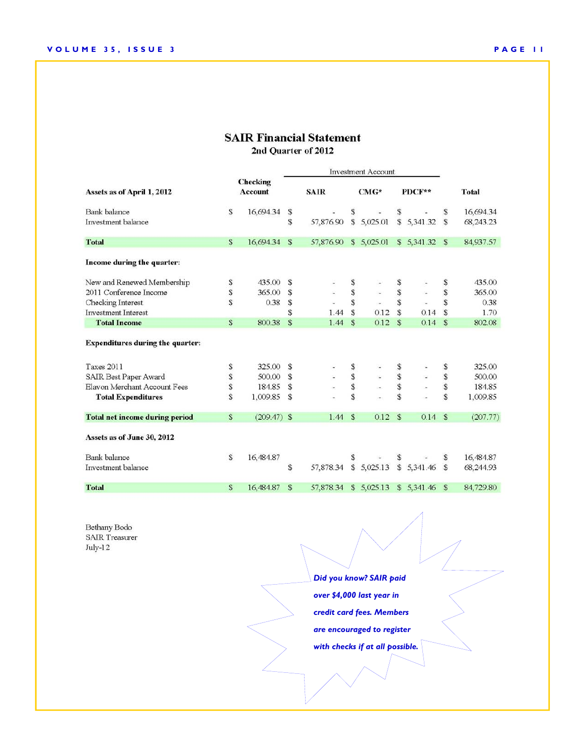# SAIR Financial Statement

## 2nd Quarter of 2012

| Assets as of April 1, 2012 | Checking Account | Investment Account: SAIR | Investment Account: CMG* | Investment Account: PDCF** | Total |
|---|---|---|---|---|---|
| Bank balance | $ 16,694.34 | $ - | $ - | $ - | $ 16,694.34 |
| Investment balance | | $ 57,876.90 | $ 5,025.01 | $ 5,341.32 | $ 68,243.23 |
| **Total** | $ 16,694.34 | $ 57,876.90 | $ 5,025.01 | $ 5,341.32 | $ 84,937.57 |
| **Income during the quarter:** | | | | | |
| New and Renewed Membership | $ 435.00 | $ - | $ - | $ - | $ 435.00 |
| 2011 Conference Income | $ 365.00 | $ - | $ - | $ - | $ 365.00 |
| Checking Interest | $ 0.38 | $ - | $ - | $ - | $ 0.38 |
| Investment Interest | | $ 1.44 | $ 0.12 | $ 0.14 | $ 1.70 |
| **Total Income** | $ 800.38 | $ 1.44 | $ 0.12 | $ 0.14 | $ 802.08 |
| **Expenditures during the quarter:** | | | | | |
| Taxes 2011 | $ 325.00 | $ - | $ - | $ - | $ 325.00 |
| SAIR Best Paper Award | $ 500.00 | $ - | $ - | $ - | $ 500.00 |
| Elavon Merchant Account Fees | $ 184.85 | $ - | $ - | $ - | $ 184.85 |
| **Total Expenditures** | $ 1,009.85 | $ - | $ - | $ - | $ 1,009.85 |
| **Total net income during period** | $ (209.47) | $ 1.44 | $ 0.12 | $ 0.14 | $ (207.77) |
| **Assets as of June 30, 2012** | | | | | |
| Bank balance | $ 16,484.87 | | $ - | $ - | $ 16,484.87 |
| Investment balance | | $ 57,878.34 | $ 5,025.13 | $ 5,341.46 | $ 68,244.93 |
| **Total** | $ 16,484.87 | $ 57,878.34 | $ 5,025.13 | $ 5,341.46 | $ 84,729.80 |

Bethany Bodo
SAIR Treasurer
July-12

***Did you know? SAIR paid over $4,000 last year in credit card fees. Members are encouraged to register with checks if at all possible.***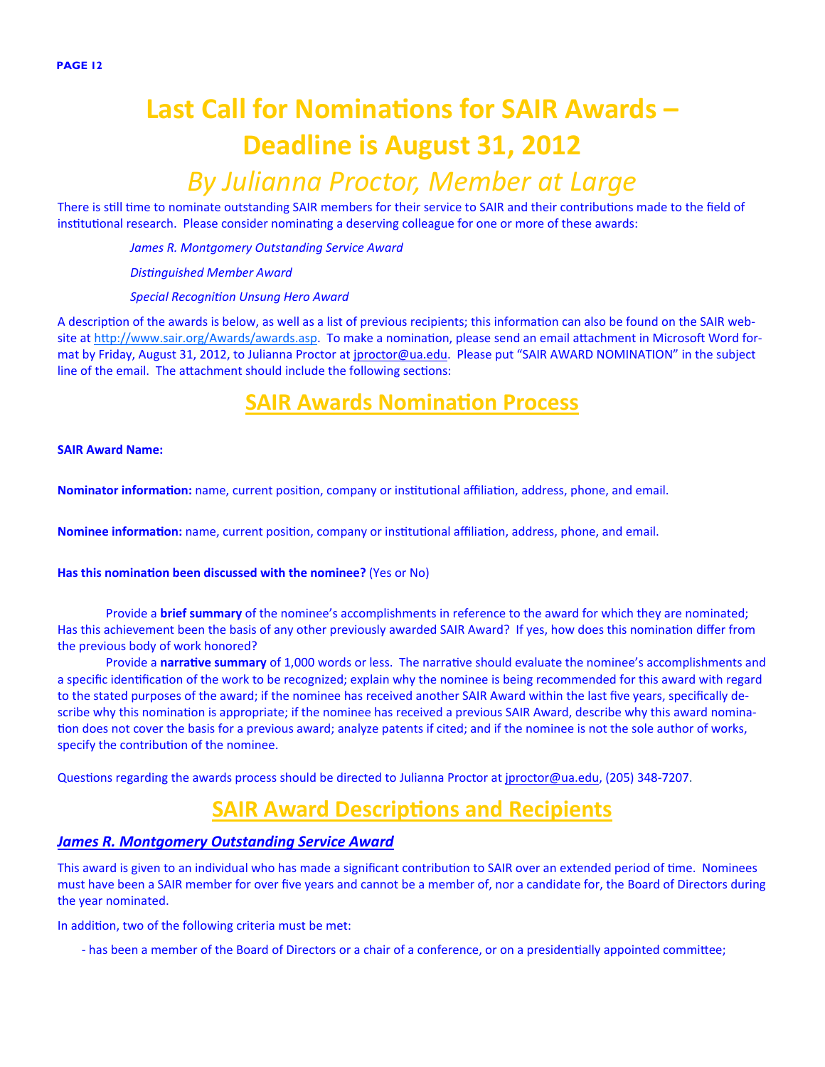# Last Call for Nominations for SAIR Awards – Deadline is August 31, 2012

## *By Julianna Proctor, Member at Large*

There is still time to nominate outstanding SAIR members for their service to SAIR and their contributions made to the field of institutional research. Please consider nominating a deserving colleague for one or more of these awards:

*James R. Montgomery Outstanding Service Award*

*Distinguished Member Award*

*Special Recognition Unsung Hero Award*

A description of the awards is below, as well as a list of previous recipients; this information can also be found on the SAIR website at http://www.sair.org/Awards/awards.asp. To make a nomination, please send an email attachment in Microsoft Word format by Friday, August 31, 2012, to Julianna Proctor at jproctor@ua.edu. Please put "SAIR AWARD NOMINATION" in the subject line of the email. The attachment should include the following sections:

## SAIR Awards Nomination Process

**SAIR Award Name:**

**Nominator information:** name, current position, company or institutional affiliation, address, phone, and email.

**Nominee information:** name, current position, company or institutional affiliation, address, phone, and email.

**Has this nomination been discussed with the nominee?** (Yes or No)

Provide a **brief summary** of the nominee's accomplishments in reference to the award for which they are nominated; Has this achievement been the basis of any other previously awarded SAIR Award? If yes, how does this nomination differ from the previous body of work honored?

Provide a **narrative summary** of 1,000 words or less. The narrative should evaluate the nominee's accomplishments and a specific identification of the work to be recognized; explain why the nominee is being recommended for this award with regard to the stated purposes of the award; if the nominee has received another SAIR Award within the last five years, specifically describe why this nomination is appropriate; if the nominee has received a previous SAIR Award, describe why this award nomination does not cover the basis for a previous award; analyze patents if cited; and if the nominee is not the sole author of works, specify the contribution of the nominee.

Questions regarding the awards process should be directed to Julianna Proctor at jproctor@ua.edu, (205) 348-7207.

## SAIR Award Descriptions and Recipients

### *James R. Montgomery Outstanding Service Award*

This award is given to an individual who has made a significant contribution to SAIR over an extended period of time. Nominees must have been a SAIR member for over five years and cannot be a member of, nor a candidate for, the Board of Directors during the year nominated.

In addition, two of the following criteria must be met:

- has been a member of the Board of Directors or a chair of a conference, or on a presidentially appointed committee;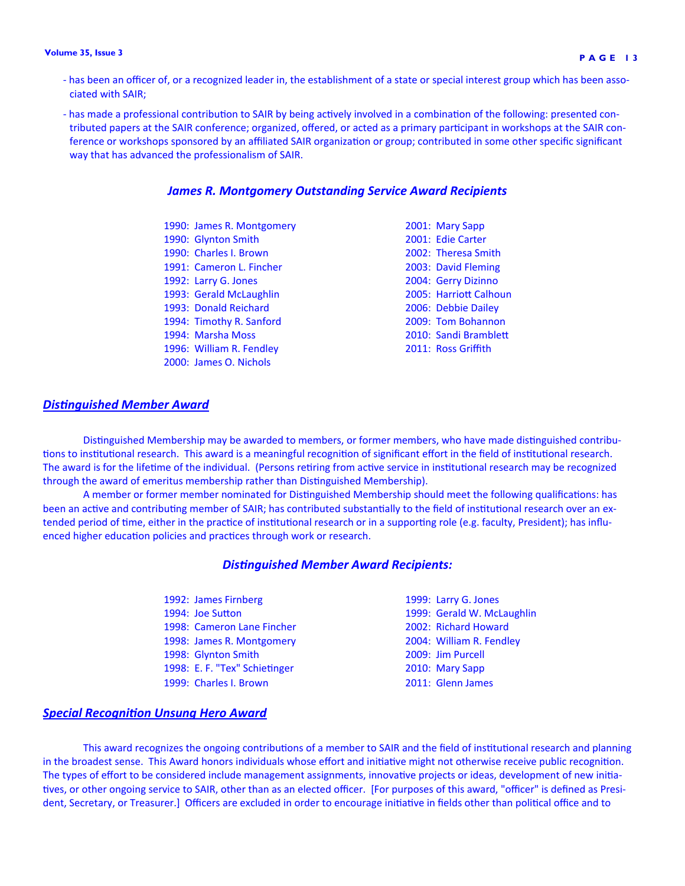- has been an officer of, or a recognized leader in, the establishment of a state or special interest group which has been associated with SAIR;

- has made a professional contribution to SAIR by being actively involved in a combination of the following: presented contributed papers at the SAIR conference; organized, offered, or acted as a primary participant in workshops at the SAIR conference or workshops sponsored by an affiliated SAIR organization or group; contributed in some other specific significant way that has advanced the professionalism of SAIR.

### *James R. Montgomery Outstanding Service Award Recipients*

1990: James R. Montgomery
1990: Glynton Smith
1990: Charles I. Brown
1991: Cameron L. Fincher
1992: Larry G. Jones
1993: Gerald McLaughlin
1993: Donald Reichard
1994: Timothy R. Sanford
1994: Marsha Moss
1996: William R. Fendley
2000: James O. Nichols
2001: Mary Sapp
2001: Edie Carter
2002: Theresa Smith
2003: David Fleming
2004: Gerry Dizinno
2005: Harriott Calhoun
2006: Debbie Dailey
2009: Tom Bohannon
2010: Sandi Bramblett
2011: Ross Griffith

## *Distinguished Member Award*

Distinguished Membership may be awarded to members, or former members, who have made distinguished contributions to institutional research. This award is a meaningful recognition of significant effort in the field of institutional research. The award is for the lifetime of the individual. (Persons retiring from active service in institutional research may be recognized through the award of emeritus membership rather than Distinguished Membership).

A member or former member nominated for Distinguished Membership should meet the following qualifications: has been an active and contributing member of SAIR; has contributed substantially to the field of institutional research over an extended period of time, either in the practice of institutional research or in a supporting role (e.g. faculty, President); has influenced higher education policies and practices through work or research.

### *Distinguished Member Award Recipients:*

1992: James Firnberg
1994: Joe Sutton
1998: Cameron Lane Fincher
1998: James R. Montgomery
1998: Glynton Smith
1998: E. F. "Tex" Schietinger
1999: Charles I. Brown
1999: Larry G. Jones
1999: Gerald W. McLaughlin
2002: Richard Howard
2004: William R. Fendley
2009: Jim Purcell
2010: Mary Sapp
2011: Glenn James

## *Special Recognition Unsung Hero Award*

This award recognizes the ongoing contributions of a member to SAIR and the field of institutional research and planning in the broadest sense. This Award honors individuals whose effort and initiative might not otherwise receive public recognition. The types of effort to be considered include management assignments, innovative projects or ideas, development of new initiatives, or other ongoing service to SAIR, other than as an elected officer. [For purposes of this award, "officer" is defined as President, Secretary, or Treasurer.] Officers are excluded in order to encourage initiative in fields other than political office and to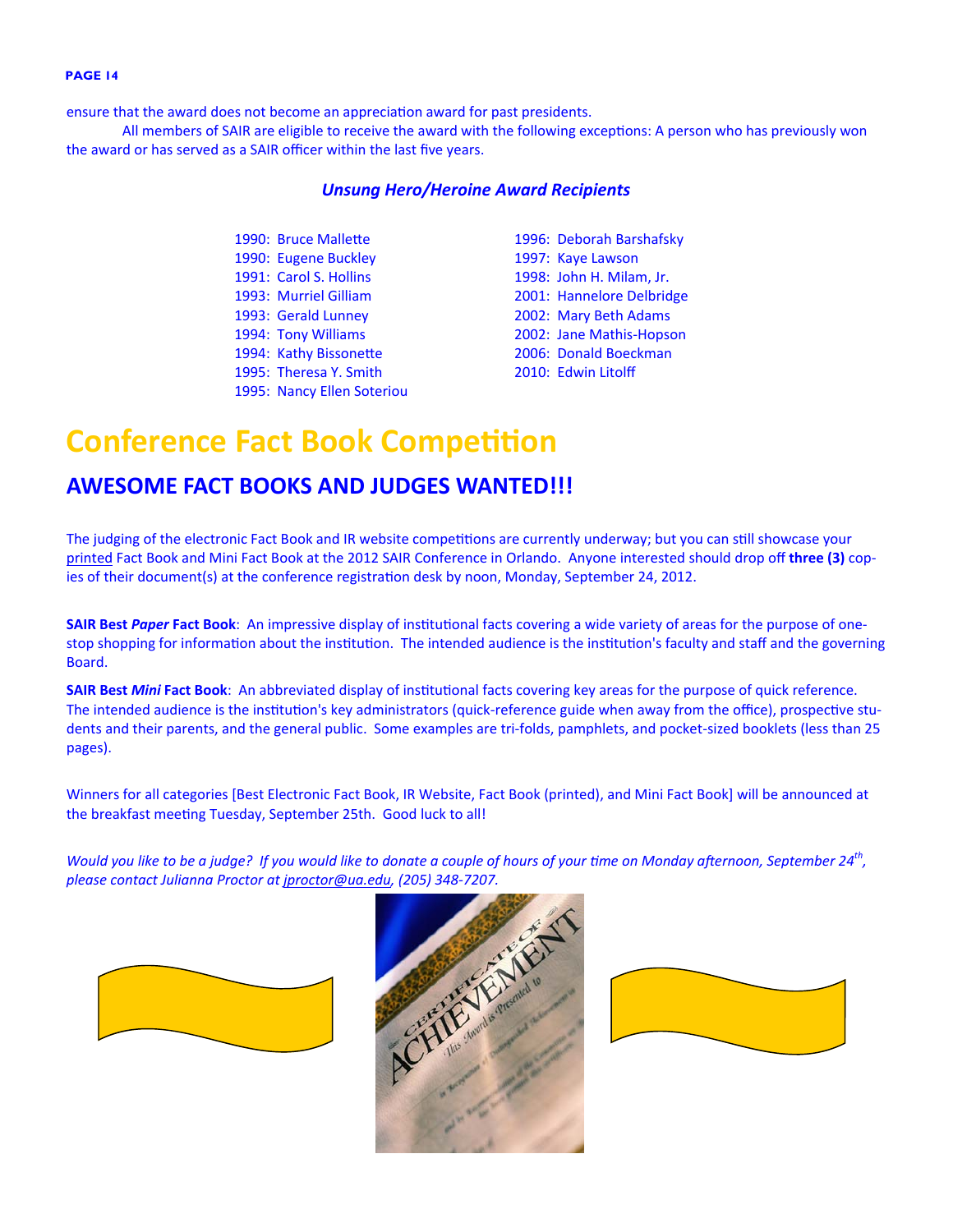ensure that the award does not become an appreciation award for past presidents.

All members of SAIR are eligible to receive the award with the following exceptions: A person who has previously won the award or has served as a SAIR officer within the last five years.

### *Unsung Hero/Heroine Award Recipients*

1990: Bruce Mallette
1990: Eugene Buckley
1991: Carol S. Hollins
1993: Murriel Gilliam
1993: Gerald Lunney
1994: Tony Williams
1994: Kathy Bissonette
1995: Theresa Y. Smith
1995: Nancy Ellen Soteriou
1996: Deborah Barshafsky
1997: Kaye Lawson
1998: John H. Milam, Jr.
2001: Hannelore Delbridge
2002: Mary Beth Adams
2002: Jane Mathis-Hopson
2006: Donald Boeckman
2010: Edwin Litolff

# Conference Fact Book Competition

## AWESOME FACT BOOKS AND JUDGES WANTED!!!

The judging of the electronic Fact Book and IR website competitions are currently underway; but you can still showcase your printed Fact Book and Mini Fact Book at the 2012 SAIR Conference in Orlando. Anyone interested should drop off **three (3)** copies of their document(s) at the conference registration desk by noon, Monday, September 24, 2012.

**SAIR Best *Paper* Fact Book**: An impressive display of institutional facts covering a wide variety of areas for the purpose of one-stop shopping for information about the institution. The intended audience is the institution's faculty and staff and the governing Board.

**SAIR Best *Mini* Fact Book**: An abbreviated display of institutional facts covering key areas for the purpose of quick reference. The intended audience is the institution's key administrators (quick-reference guide when away from the office), prospective students and their parents, and the general public. Some examples are tri-folds, pamphlets, and pocket-sized booklets (less than 25 pages).

Winners for all categories [Best Electronic Fact Book, IR Website, Fact Book (printed), and Mini Fact Book] will be announced at the breakfast meeting Tuesday, September 25th. Good luck to all!

*Would you like to be a judge? If you would like to donate a couple of hours of your time on Monday afternoon, September 24th, please contact Julianna Proctor at jproctor@ua.edu, (205) 348-7207.*